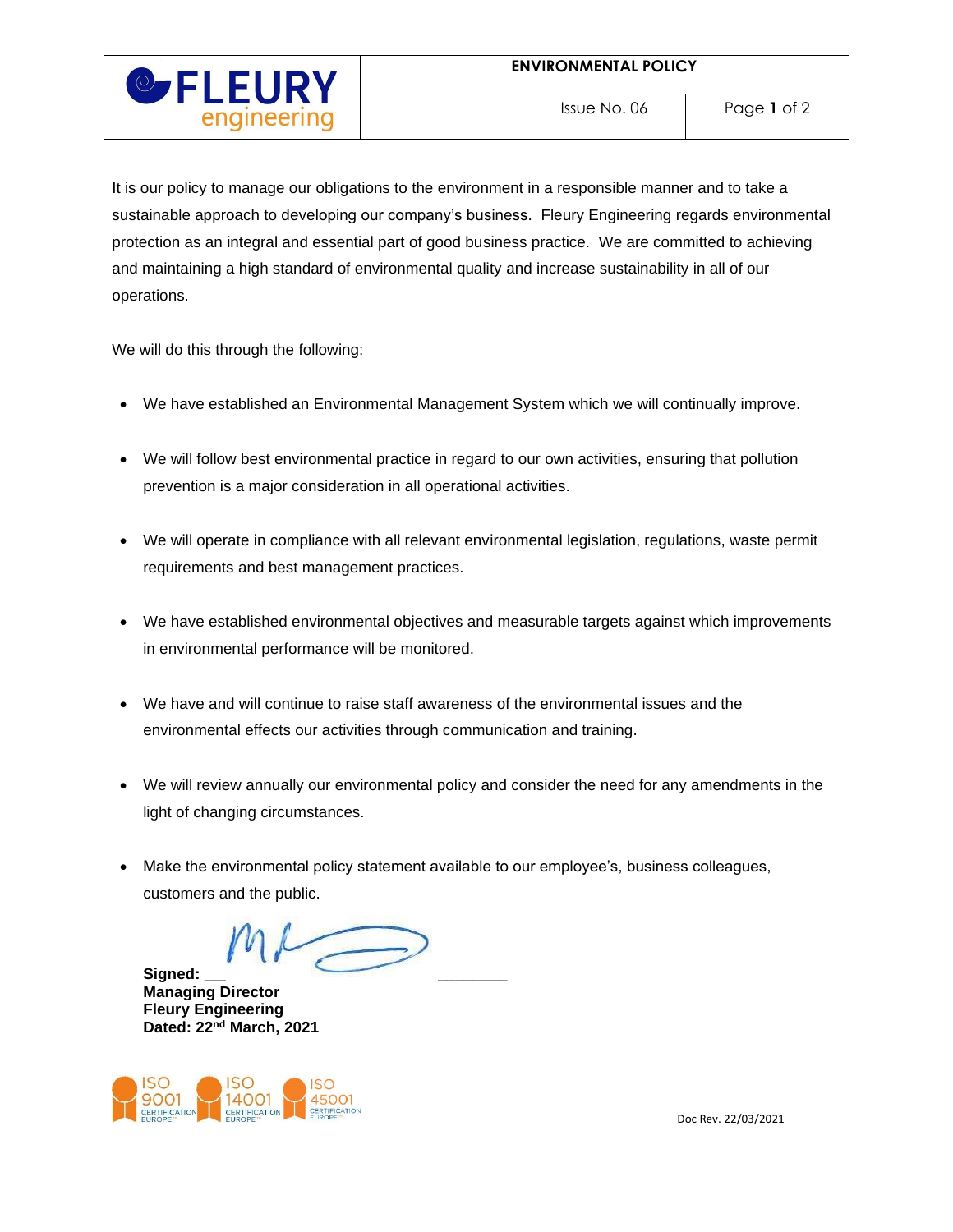| FLEURY engineering | ENVIRONMENTAL POLICY | |
|---|---|---|
| | Issue No. 06 | |

It is our policy to manage our obligations to the environment in a responsible manner and to take a sustainable approach to developing our company's business. Fleury Engineering regards environmental protection as an integral and essential part of good business practice. We are committed to achieving and maintaining a high standard of environmental quality and increase sustainability in all of our operations.

We will do this through the following:

- We have established an Environmental Management System which we will continually improve.
- We will follow best environmental practice in regard to our own activities, ensuring that pollution prevention is a major consideration in all operational activities.
- We will operate in compliance with all relevant environmental legislation, regulations, waste permit requirements and best management practices.
- We have established environmental objectives and measurable targets against which improvements in environmental performance will be monitored.
- We have and will continue to raise staff awareness of the environmental issues and the environmental effects our activities through communication and training.
- We will review annually our environmental policy and consider the need for any amendments in the light of changing circumstances.
- Make the environmental policy statement available to our employee's, business colleagues, customers and the public.

**Signed:** ______________________________
**Managing Director**
**Fleury Engineering**
**Dated: 22nd March, 2021**

ISO 9001 CERTIFICATION EUROPE ISO 14001 CERTIFICATION EUROPE ISO 45001 CERTIFICATION EUROPE

Doc Rev. 22/03/2021